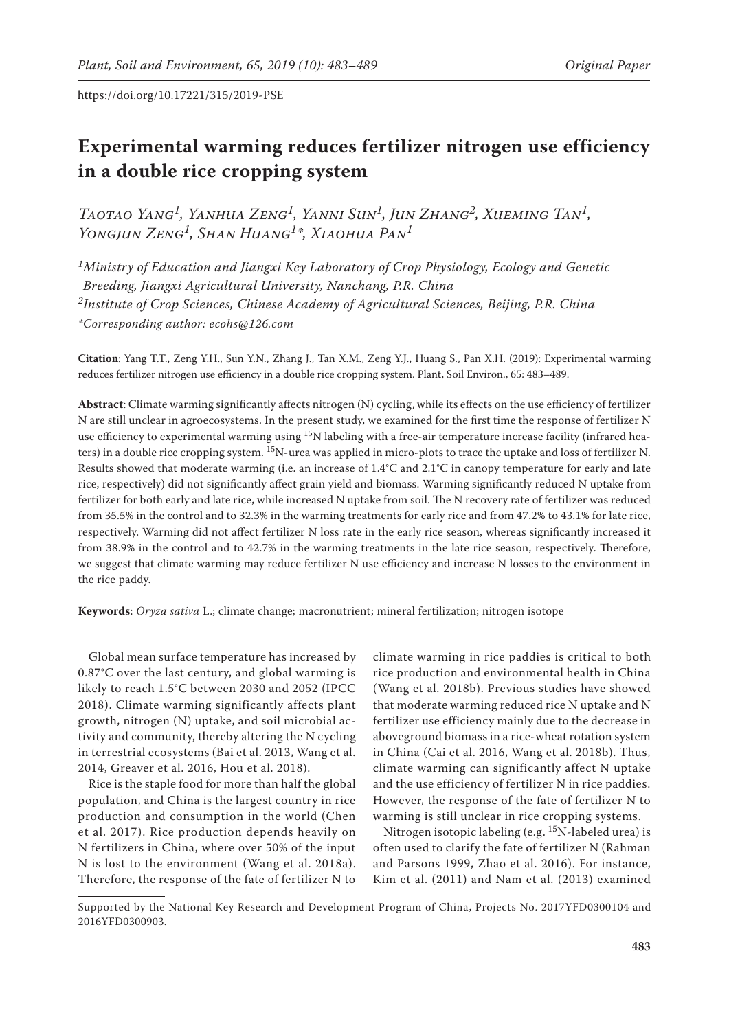# Experimental warming reduces fertilizer nitrogen use efficiency in a double rice cropping system

*Taotao Yang[1], Yanhua Zeng[1], Yanni Sun[1], Jun Zhang[2], Xueming Tan[1], Yongjun Zeng[1], Shan Huang[1]\*, Xiaohua Pan[1]*

[1]*Ministry of Education and Jiangxi Key Laboratory of Crop Physiology, Ecology and Genetic Breeding, Jiangxi Agricultural University, Nanchang, P.R. China*

[2]*Institute of Crop Sciences, Chinese Academy of Agricultural Sciences, Beijing, P.R. China*

*\*Corresponding author: ecohs@126.com*

**Citation**: Yang T.T., Zeng Y.H., Sun Y.N., Zhang J., Tan X.M., Zeng Y.J., Huang S., Pan X.H. (2019): Experimental warming reduces fertilizer nitrogen use efficiency in a double rice cropping system. Plant, Soil Environ., 65: 483–489.

**Abstract**: Climate warming significantly affects nitrogen (N) cycling, while its effects on the use efficiency of fertilizer N are still unclear in agroecosystems. In the present study, we examined for the first time the response of fertilizer N use efficiency to experimental warming using $^{15}N$ labeling with a free-air temperature increase facility (infrared heaters) in a double rice cropping system. $^{15}N$-urea was applied in micro-plots to trace the uptake and loss of fertilizer N. Results showed that moderate warming (i.e. an increase of 1.4°C and 2.1°C in canopy temperature for early and late rice, respectively) did not significantly affect grain yield and biomass. Warming significantly reduced N uptake from fertilizer for both early and late rice, while increased N uptake from soil. The N recovery rate of fertilizer was reduced from 35.5% in the control and to 32.3% in the warming treatments for early rice and from 47.2% to 43.1% for late rice, respectively. Warming did not affect fertilizer N loss rate in the early rice season, whereas significantly increased it from 38.9% in the control and to 42.7% in the warming treatments in the late rice season, respectively. Therefore, we suggest that climate warming may reduce fertilizer N use efficiency and increase N losses to the environment in the rice paddy.

**Keywords**: *Oryza sativa* L.; climate change; macronutrient; mineral fertilization; nitrogen isotope

Global mean surface temperature has increased by 0.87°C over the last century, and global warming is likely to reach 1.5°C between 2030 and 2052 (IPCC 2018). Climate warming significantly affects plant growth, nitrogen (N) uptake, and soil microbial activity and community, thereby altering the N cycling in terrestrial ecosystems (Bai et al. 2013, Wang et al. 2014, Greaver et al. 2016, Hou et al. 2018).

Rice is the staple food for more than half the global population, and China is the largest country in rice production and consumption in the world (Chen et al. 2017). Rice production depends heavily on N fertilizers in China, where over 50% of the input N is lost to the environment (Wang et al. 2018a). Therefore, the response of the fate of fertilizer N to climate warming in rice paddies is critical to both rice production and environmental health in China (Wang et al. 2018b). Previous studies have showed that moderate warming reduced rice N uptake and N fertilizer use efficiency mainly due to the decrease in aboveground biomass in a rice-wheat rotation system in China (Cai et al. 2016, Wang et al. 2018b). Thus, climate warming can significantly affect N uptake and the use efficiency of fertilizer N in rice paddies. However, the response of the fate of fertilizer N to warming is still unclear in rice cropping systems.

Nitrogen isotopic labeling (e.g. $^{15}N$-labeled urea) is often used to clarify the fate of fertilizer N (Rahman and Parsons 1999, Zhao et al. 2016). For instance, Kim et al. (2011) and Nam et al. (2013) examined

Supported by the National Key Research and Development Program of China, Projects No. 2017YFD0300104 and 2016YFD0300903.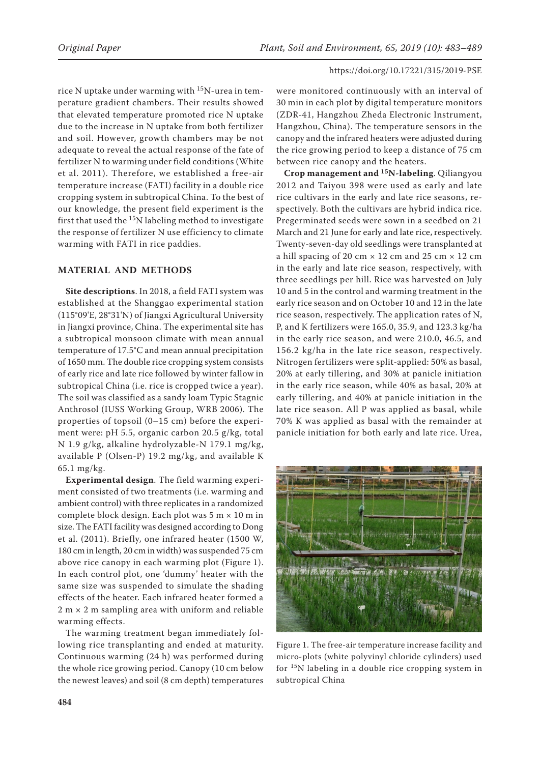rice N uptake under warming with $^{15}N$-urea in temperature gradient chambers. Their results showed that elevated temperature promoted rice N uptake due to the increase in N uptake from both fertilizer and soil. However, growth chambers may be not adequate to reveal the actual response of the fate of fertilizer N to warming under field conditions (White et al. 2011). Therefore, we established a free-air temperature increase (FATI) facility in a double rice cropping system in subtropical China. To the best of our knowledge, the present field experiment is the first that used the $^{15}N$ labeling method to investigate the response of fertilizer N use efficiency to climate warming with FATI in rice paddies.

## MATERIAL AND METHODS

**Site descriptions**. In 2018, a field FATI system was established at the Shanggao experimental station (115°09'E, 28°31'N) of Jiangxi Agricultural University in Jiangxi province, China. The experimental site has a subtropical monsoon climate with mean annual temperature of 17.5°C and mean annual precipitation of 1650 mm. The double rice cropping system consists of early rice and late rice followed by winter fallow in subtropical China (i.e. rice is cropped twice a year). The soil was classified as a sandy loam Typic Stagnic Anthrosol (IUSS Working Group, WRB 2006). The properties of topsoil (0–15 cm) before the experiment were: pH 5.5, organic carbon 20.5 g/kg, total N 1.9 g/kg, alkaline hydrolyzable-N 179.1 mg/kg, available P (Olsen-P) 19.2 mg/kg, and available K 65.1 mg/kg.

**Experimental design**. The field warming experiment consisted of two treatments (i.e. warming and ambient control) with three replicates in a randomized complete block design. Each plot was 5 m × 10 m in size. The FATI facility was designed according to Dong et al. (2011). Briefly, one infrared heater (1500 W, 180 cm in length, 20 cm in width) was suspended 75 cm above rice canopy in each warming plot (Figure 1). In each control plot, one 'dummy' heater with the same size was suspended to simulate the shading effects of the heater. Each infrared heater formed a 2 m × 2 m sampling area with uniform and reliable warming effects.

The warming treatment began immediately following rice transplanting and ended at maturity. Continuous warming (24 h) was performed during the whole rice growing period. Canopy (10 cm below the newest leaves) and soil (8 cm depth) temperatures were monitored continuously with an interval of 30 min in each plot by digital temperature monitors (ZDR-41, Hangzhou Zheda Electronic Instrument, Hangzhou, China). The temperature sensors in the canopy and the infrared heaters were adjusted during the rice growing period to keep a distance of 75 cm between rice canopy and the heaters.

**Crop management and $^{15}N$-labeling**. Qiliangyou 2012 and Taiyou 398 were used as early and late rice cultivars in the early and late rice seasons, respectively. Both the cultivars are hybrid indica rice. Pregerminated seeds were sown in a seedbed on 21 March and 21 June for early and late rice, respectively. Twenty-seven-day old seedlings were transplanted at a hill spacing of 20 cm × 12 cm and 25 cm × 12 cm in the early and late rice season, respectively, with three seedlings per hill. Rice was harvested on July 10 and 5 in the control and warming treatment in the early rice season and on October 10 and 12 in the late rice season, respectively. The application rates of N, P, and K fertilizers were 165.0, 35.9, and 123.3 kg/ha in the early rice season, and were 210.0, 46.5, and 156.2 kg/ha in the late rice season, respectively. Nitrogen fertilizers were split-applied: 50% as basal, 20% at early tillering, and 30% at panicle initiation in the early rice season, while 40% as basal, 20% at early tillering, and 40% at panicle initiation in the late rice season. All P was applied as basal, while 70% K was applied as basal with the remainder at panicle initiation for both early and late rice. Urea,

Figure 1. The free-air temperature increase facility and micro-plots (white polyvinyl chloride cylinders) used for $^{15}N$ labeling in a double rice cropping system in subtropical China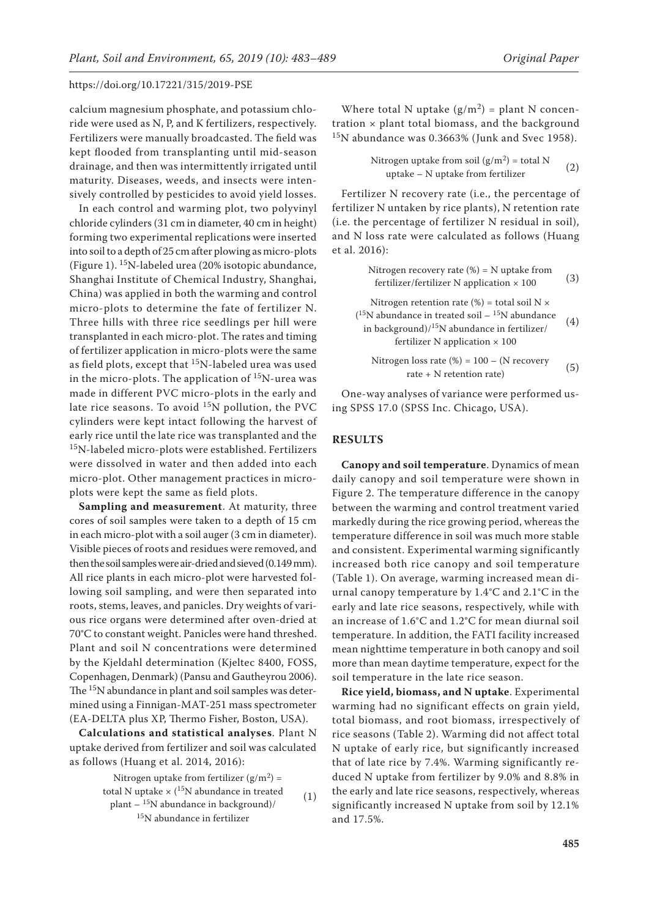calcium magnesium phosphate, and potassium chloride were used as N, P, and K fertilizers, respectively. Fertilizers were manually broadcasted. The field was kept flooded from transplanting until mid-season drainage, and then was intermittently irrigated until maturity. Diseases, weeds, and insects were intensively controlled by pesticides to avoid yield losses.

In each control and warming plot, two polyvinyl chloride cylinders (31 cm in diameter, 40 cm in height) forming two experimental replications were inserted into soil to a depth of 25 cm after plowing as micro-plots (Figure 1). $^{15}N$-labeled urea (20% isotopic abundance, Shanghai Institute of Chemical Industry, Shanghai, China) was applied in both the warming and control micro-plots to determine the fate of fertilizer N. Three hills with three rice seedlings per hill were transplanted in each micro-plot. The rates and timing of fertilizer application in micro-plots were the same as field plots, except that $^{15}N$-labeled urea was used in the micro-plots. The application of $^{15}N$-urea was made in different PVC micro-plots in the early and late rice seasons. To avoid $^{15}N$ pollution, the PVC cylinders were kept intact following the harvest of early rice until the late rice was transplanted and the $^{15}N$-labeled micro-plots were established. Fertilizers were dissolved in water and then added into each micro-plot. Other management practices in micro-plots were kept the same as field plots.

**Sampling and measurement**. At maturity, three cores of soil samples were taken to a depth of 15 cm in each micro-plot with a soil auger (3 cm in diameter). Visible pieces of roots and residues were removed, and then the soil samples were air-dried and sieved (0.149 mm). All rice plants in each micro-plot were harvested following soil sampling, and were then separated into roots, stems, leaves, and panicles. Dry weights of various rice organs were determined after oven-dried at 70°C to constant weight. Panicles were hand threshed. Plant and soil N concentrations were determined by the Kjeldahl determination (Kjeltec 8400, FOSS, Copenhagen, Denmark) (Pansu and Gautheyrou 2006). The $^{15}N$ abundance in plant and soil samples was determined using a Finnigan-MAT-251 mass spectrometer (EA-DELTA plus XP, Thermo Fisher, Boston, USA).

**Calculations and statistical analyses**. Plant N uptake derived from fertilizer and soil was calculated as follows (Huang et al. 2014, 2016):

$$\text{Nitrogen uptake from fertilizer } (g/m^2) = \text{total N uptake} \times (^{15}\text{N abundance in treated plant} - {}^{15}\text{N abundance in background}) / {}^{15}\text{N abundance in fertilizer} \quad (1)$$

Where total N uptake ($g/m^2$) = plant N concentration × plant total biomass, and the background $^{15}N$ abundance was 0.3663% (Junk and Svec 1958).

$$\text{Nitrogen uptake from soil } (g/m^2) = \text{total N uptake} - \text{N uptake from fertilizer} \quad (2)$$

Fertilizer N recovery rate (i.e., the percentage of fertilizer N untaken by rice plants), N retention rate (i.e. the percentage of fertilizer N residual in soil), and N loss rate were calculated as follows (Huang et al. 2016):

$$\text{Nitrogen recovery rate } (\%) = \text{N uptake from fertilizer/fertilizer N application} \times 100 \quad (3)$$

$$\text{Nitrogen retention rate } (\%) = \text{total soil N} \times (^{15}\text{N abundance in treated soil} - {}^{15}\text{N abundance in background}) / {}^{15}\text{N abundance in fertilizer/fertilizer N application} \times 100 \quad (4)$$

$$\text{Nitrogen loss rate } (\%) = 100 - (\text{N recovery rate} + \text{N retention rate}) \quad (5)$$

One-way analyses of variance were performed using SPSS 17.0 (SPSS Inc. Chicago, USA).

## RESULTS

**Canopy and soil temperature**. Dynamics of mean daily canopy and soil temperature were shown in Figure 2. The temperature difference in the canopy between the warming and control treatment varied markedly during the rice growing period, whereas the temperature difference in soil was much more stable and consistent. Experimental warming significantly increased both rice canopy and soil temperature (Table 1). On average, warming increased mean diurnal canopy temperature by 1.4°C and 2.1°C in the early and late rice seasons, respectively, while with an increase of 1.6°C and 1.2°C for mean diurnal soil temperature. In addition, the FATI facility increased mean nighttime temperature in both canopy and soil more than mean daytime temperature, expect for the soil temperature in the late rice season.

**Rice yield, biomass, and N uptake**. Experimental warming had no significant effects on grain yield, total biomass, and root biomass, irrespectively of rice seasons (Table 2). Warming did not affect total N uptake of early rice, but significantly increased that of late rice by 7.4%. Warming significantly reduced N uptake from fertilizer by 9.0% and 8.8% in the early and late rice seasons, respectively, whereas significantly increased N uptake from soil by 12.1% and 17.5%.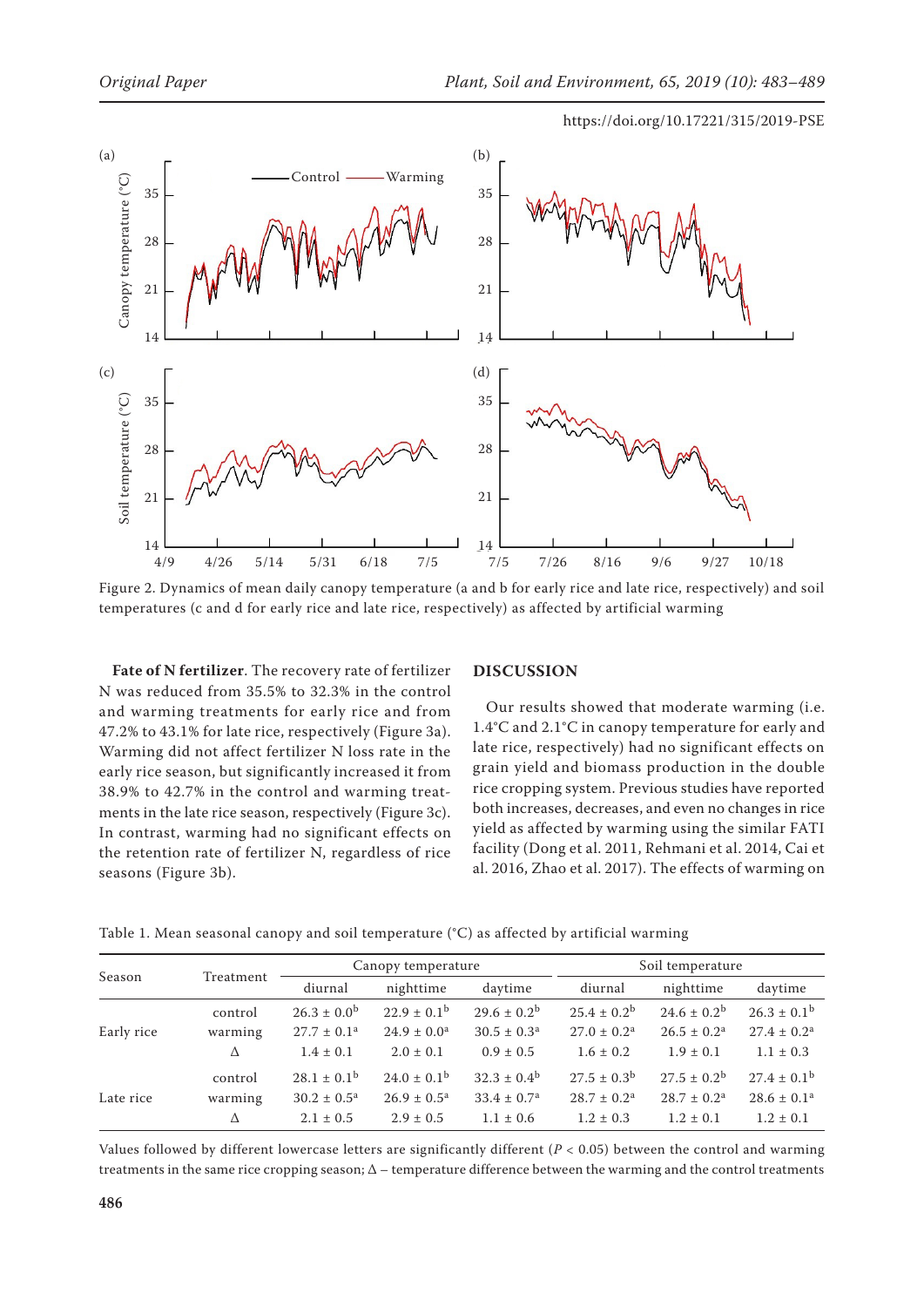Figure 2. Dynamics of mean daily canopy temperature (a and b for early rice and late rice, respectively) and soil temperatures (c and d for early rice and late rice, respectively) as affected by artificial warming

**Fate of N fertilizer**. The recovery rate of fertilizer N was reduced from 35.5% to 32.3% in the control and warming treatments for early rice and from 47.2% to 43.1% for late rice, respectively (Figure 3a). Warming did not affect fertilizer N loss rate in the early rice season, but significantly increased it from 38.9% to 42.7% in the control and warming treatments in the late rice season, respectively (Figure 3c). In contrast, warming had no significant effects on the retention rate of fertilizer N, regardless of rice seasons (Figure 3b).

## DISCUSSION

Our results showed that moderate warming (i.e. 1.4°C and 2.1°C in canopy temperature for early and late rice, respectively) had no significant effects on grain yield and biomass production in the double rice cropping system. Previous studies have reported both increases, decreases, and even no changes in rice yield as affected by warming using the similar FATI facility (Dong et al. 2011, Rehmani et al. 2014, Cai et al. 2016, Zhao et al. 2017). The effects of warming on

Table 1. Mean seasonal canopy and soil temperature (°C) as affected by artificial warming

| Season | Treatment | Canopy temperature | | | Soil temperature | | |
|---|---|---|---|---|---|---|---|
| | | diurnal | nighttime | daytime | diurnal | nighttime | daytime |
| Early rice | control | 26.3 ± 0.0$^b$ | 22.9 ± 0.1$^b$ | 29.6 ± 0.2$^b$ | 25.4 ± 0.2$^b$ | 24.6 ± 0.2$^b$ | 26.3 ± 0.1$^b$ |
| | warming | 27.7 ± 0.1$^a$ | 24.9 ± 0.0$^a$ | 30.5 ± 0.3$^a$ | 27.0 ± 0.2$^a$ | 26.5 ± 0.2$^a$ | 27.4 ± 0.2$^a$ |
| | Δ | 1.4 ± 0.1 | 2.0 ± 0.1 | 0.9 ± 0.5 | 1.6 ± 0.2 | 1.9 ± 0.1 | 1.1 ± 0.3 |
| Late rice | control | 28.1 ± 0.1$^b$ | 24.0 ± 0.1$^b$ | 32.3 ± 0.4$^b$ | 27.5 ± 0.3$^b$ | 27.5 ± 0.2$^b$ | 27.4 ± 0.1$^b$ |
| | warming | 30.2 ± 0.5$^a$ | 26.9 ± 0.5$^a$ | 33.4 ± 0.7$^a$ | 28.7 ± 0.2$^a$ | 28.7 ± 0.2$^a$ | 28.6 ± 0.1$^a$ |
| | Δ | 2.1 ± 0.5 | 2.9 ± 0.5 | 1.1 ± 0.6 | 1.2 ± 0.3 | 1.2 ± 0.1 | 1.2 ± 0.1 |

Values followed by different lowercase letters are significantly different ($P$ < 0.05) between the control and warming treatments in the same rice cropping season; Δ – temperature difference between the warming and the control treatments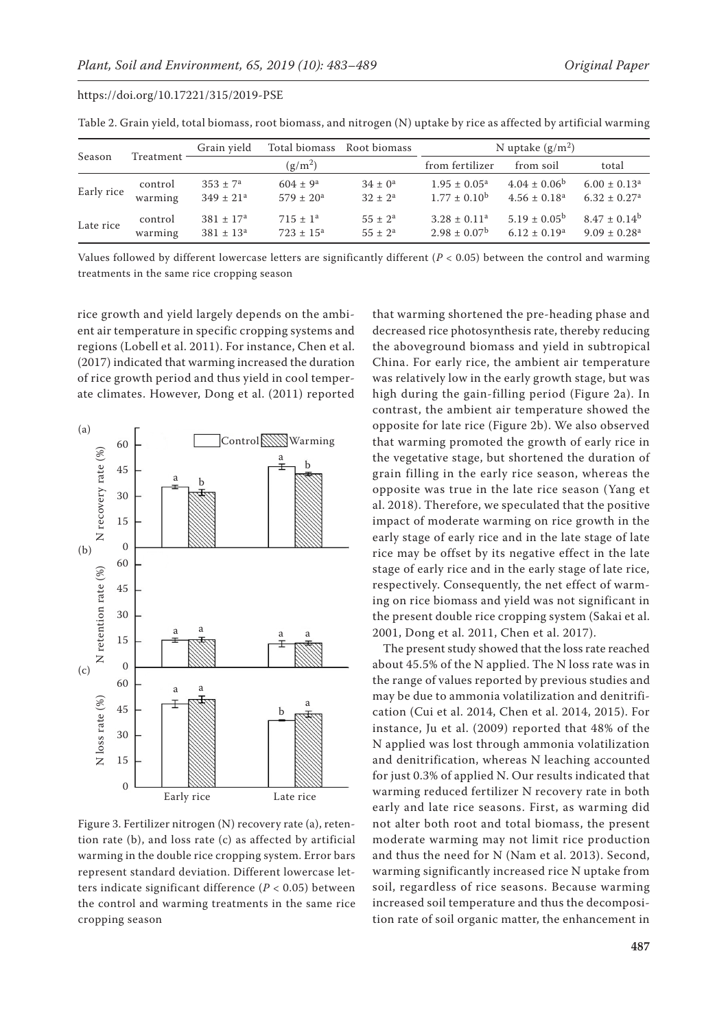Table 2. Grain yield, total biomass, root biomass, and nitrogen (N) uptake by rice as affected by artificial warming

| Season | Treatment | Grain yield | Total biomass | Root biomass | N uptake ($g/m^2$) | | |
|---|---|---|---|---|---|---|---|
| | | ($g/m^2$) | | | from fertilizer | from soil | total |
| Early rice | control | $353 \pm 7^a$ | $604 \pm 9^a$ | $34 \pm 0^a$ | $1.95 \pm 0.05^a$ | $4.04 \pm 0.06^b$ | $6.00 \pm 0.13^a$ |
| | warming | $349 \pm 21^a$ | $579 \pm 20^a$ | $32 \pm 2^a$ | $1.77 \pm 0.10^b$ | $4.56 \pm 0.18^a$ | $6.32 \pm 0.27^a$ |
| Late rice | control | $381 \pm 17^a$ | $715 \pm 1^a$ | $55 \pm 2^a$ | $3.28 \pm 0.11^a$ | $5.19 \pm 0.05^b$ | $8.47 \pm 0.14^b$ |
| | warming | $381 \pm 13^a$ | $723 \pm 15^a$ | $55 \pm 2^a$ | $2.98 \pm 0.07^b$ | $6.12 \pm 0.19^a$ | $9.09 \pm 0.28^a$ |

Values followed by different lowercase letters are significantly different ($P < 0.05$) between the control and warming treatments in the same rice cropping season

rice growth and yield largely depends on the ambient air temperature in specific cropping systems and regions (Lobell et al. 2011). For instance, Chen et al. (2017) indicated that warming increased the duration of rice growth period and thus yield in cool temperate climates. However, Dong et al. (2011) reported that warming shortened the pre-heading phase and decreased rice photosynthesis rate, thereby reducing the aboveground biomass and yield in subtropical China. For early rice, the ambient air temperature was relatively low in the early growth stage, but was high during the gain-filling period (Figure 2a). In contrast, the ambient air temperature showed the opposite for late rice (Figure 2b). We also observed that warming promoted the growth of early rice in the vegetative stage, but shortened the duration of grain filling in the early rice season, whereas the opposite was true in the late rice season (Yang et al. 2018). Therefore, we speculated that the positive impact of moderate warming on rice growth in the early stage of early rice and in the late stage of late rice may be offset by its negative effect in the late stage of early rice and in the early stage of late rice, respectively. Consequently, the net effect of warming on rice biomass and yield was not significant in the present double rice cropping system (Sakai et al. 2001, Dong et al. 2011, Chen et al. 2017).

Figure 3. Fertilizer nitrogen (N) recovery rate (a), retention rate (b), and loss rate (c) as affected by artificial warming in the double rice cropping system. Error bars represent standard deviation. Different lowercase letters indicate significant difference ($P < 0.05$) between the control and warming treatments in the same rice cropping season

The present study showed that the loss rate reached about 45.5% of the N applied. The N loss rate was in the range of values reported by previous studies and may be due to ammonia volatilization and denitrification (Cui et al. 2014, Chen et al. 2014, 2015). For instance, Ju et al. (2009) reported that 48% of the N applied was lost through ammonia volatilization and denitrification, whereas N leaching accounted for just 0.3% of applied N. Our results indicated that warming reduced fertilizer N recovery rate in both early and late rice seasons. First, as warming did not alter both root and total biomass, the present moderate warming may not limit rice production and thus the need for N (Nam et al. 2013). Second, warming significantly increased rice N uptake from soil, regardless of rice seasons. Because warming increased soil temperature and thus the decomposition rate of soil organic matter, the enhancement in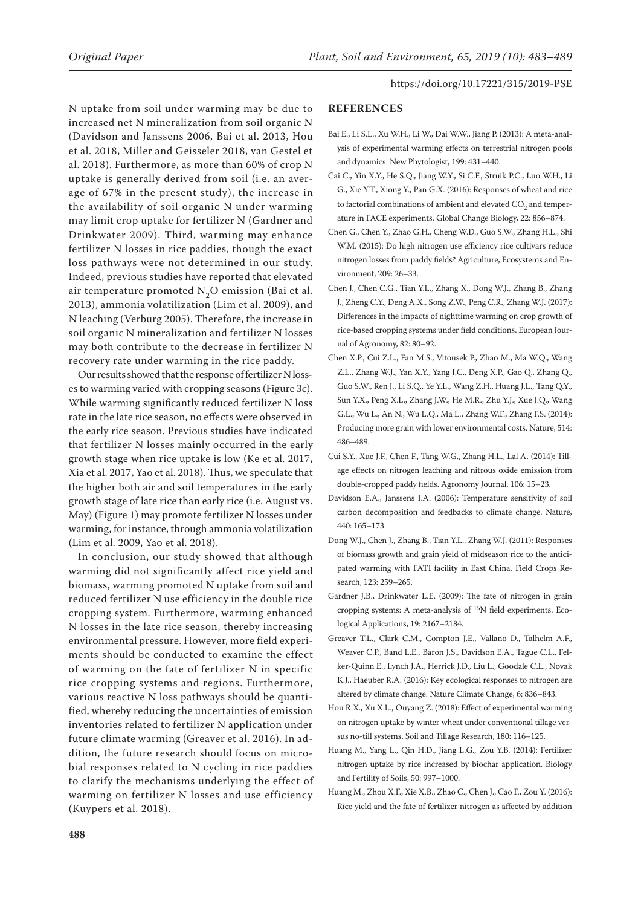N uptake from soil under warming may be due to increased net N mineralization from soil organic N (Davidson and Janssens 2006, Bai et al. 2013, Hou et al. 2018, Miller and Geisseler 2018, van Gestel et al. 2018). Furthermore, as more than 60% of crop N uptake is generally derived from soil (i.e. an average of 67% in the present study), the increase in the availability of soil organic N under warming may limit crop uptake for fertilizer N (Gardner and Drinkwater 2009). Third, warming may enhance fertilizer N losses in rice paddies, though the exact loss pathways were not determined in our study. Indeed, previous studies have reported that elevated air temperature promoted $N_2O$ emission (Bai et al. 2013), ammonia volatilization (Lim et al. 2009), and N leaching (Verburg 2005). Therefore, the increase in soil organic N mineralization and fertilizer N losses may both contribute to the decrease in fertilizer N recovery rate under warming in the rice paddy.

Our results showed that the response of fertilizer N losses to warming varied with cropping seasons (Figure 3c). While warming significantly reduced fertilizer N loss rate in the late rice season, no effects were observed in the early rice season. Previous studies have indicated that fertilizer N losses mainly occurred in the early growth stage when rice uptake is low (Ke et al. 2017, Xia et al. 2017, Yao et al. 2018). Thus, we speculate that the higher both air and soil temperatures in the early growth stage of late rice than early rice (i.e. August vs. May) (Figure 1) may promote fertilizer N losses under warming, for instance, through ammonia volatilization (Lim et al. 2009, Yao et al. 2018).

In conclusion, our study showed that although warming did not significantly affect rice yield and biomass, warming promoted N uptake from soil and reduced fertilizer N use efficiency in the double rice cropping system. Furthermore, warming enhanced N losses in the late rice season, thereby increasing environmental pressure. However, more field experiments should be conducted to examine the effect of warming on the fate of fertilizer N in specific rice cropping systems and regions. Furthermore, various reactive N loss pathways should be quantified, whereby reducing the uncertainties of emission inventories related to fertilizer N application under future climate warming (Greaver et al. 2016). In addition, the future research should focus on microbial responses related to N cycling in rice paddies to clarify the mechanisms underlying the effect of warming on fertilizer N losses and use efficiency (Kuypers et al. 2018).

## REFERENCES

Bai E., Li S.L., Xu W.H., Li W., Dai W.W., Jiang P. (2013): A meta-analysis of experimental warming effects on terrestrial nitrogen pools and dynamics. New Phytologist, 199: 431–440.

Cai C., Yin X.Y., He S.Q., Jiang W.Y., Si C.F., Struik P.C., Luo W.H., Li G., Xie Y.T., Xiong Y., Pan G.X. (2016): Responses of wheat and rice to factorial combinations of ambient and elevated $CO_2$ and temperature in FACE experiments. Global Change Biology, 22: 856–874.

Chen G., Chen Y., Zhao G.H., Cheng W.D., Guo S.W., Zhang H.L., Shi W.M. (2015): Do high nitrogen use efficiency rice cultivars reduce nitrogen losses from paddy fields? Agriculture, Ecosystems and Environment, 209: 26–33.

Chen J., Chen C.G., Tian Y.L., Zhang X., Dong W.J., Zhang B., Zhang J., Zheng C.Y., Deng A.X., Song Z.W., Peng C.R., Zhang W.J. (2017): Differences in the impacts of nighttime warming on crop growth of rice-based cropping systems under field conditions. European Journal of Agronomy, 82: 80–92.

Chen X.P., Cui Z.L., Fan M.S., Vitousek P., Zhao M., Ma W.Q., Wang Z.L., Zhang W.J., Yan X.Y., Yang J.C., Deng X.P., Gao Q., Zhang Q., Guo S.W., Ren J., Li S.Q., Ye Y.L., Wang Z.H., Huang J.L., Tang Q.Y., Sun Y.X., Peng X.L., Zhang J.W., He M.R., Zhu Y.J., Xue J.Q., Wang G.L., Wu L., An N., Wu L.Q., Ma L., Zhang W.F., Zhang F.S. (2014): Producing more grain with lower environmental costs. Nature, 514: 486–489.

Cui S.Y., Xue J.F., Chen F., Tang W.G., Zhang H.L., Lal A. (2014): Tillage effects on nitrogen leaching and nitrous oxide emission from double-cropped paddy fields. Agronomy Journal, 106: 15–23.

Davidson E.A., Janssens I.A. (2006): Temperature sensitivity of soil carbon decomposition and feedbacks to climate change. Nature, 440: 165–173.

Dong W.J., Chen J., Zhang B., Tian Y.L., Zhang W.J. (2011): Responses of biomass growth and grain yield of midseason rice to the anticipated warming with FATI facility in East China. Field Crops Research, 123: 259–265.

Gardner J.B., Drinkwater L.E. (2009): The fate of nitrogen in grain cropping systems: A meta-analysis of $^{15}N$ field experiments. Ecological Applications, 19: 2167–2184.

Greaver T.L., Clark C.M., Compton J.E., Vallano D., Talhelm A.F., Weaver C.P., Band L.E., Baron J.S., Davidson E.A., Tague C.L., Felker-Quinn E., Lynch J.A., Herrick J.D., Liu L., Goodale C.L., Novak K.J., Haeuber R.A. (2016): Key ecological responses to nitrogen are altered by climate change. Nature Climate Change, 6: 836–843.

Hou R.X., Xu X.L., Ouyang Z. (2018): Effect of experimental warming on nitrogen uptake by winter wheat under conventional tillage versus no-till systems. Soil and Tillage Research, 180: 116–125.

Huang M., Yang L., Qin H.D., Jiang L.G., Zou Y.B. (2014): Fertilizer nitrogen uptake by rice increased by biochar application. Biology and Fertility of Soils, 50: 997–1000.

Huang M., Zhou X.F., Xie X.B., Zhao C., Chen J., Cao F., Zou Y. (2016): Rice yield and the fate of fertilizer nitrogen as affected by addition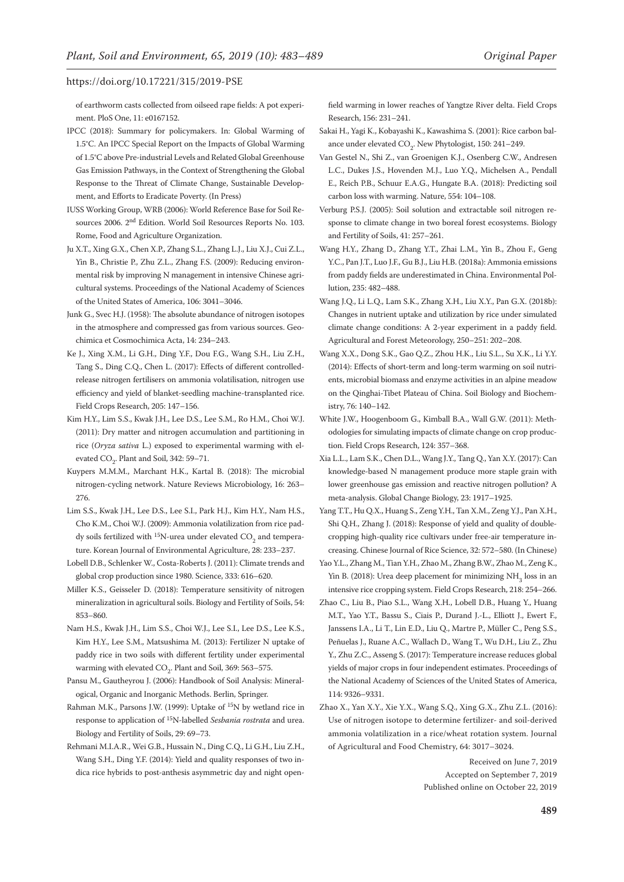of earthworm casts collected from oilseed rape fields: A pot experiment. PloS One, 11: e0167152.

IPCC (2018): Summary for policymakers. In: Global Warming of 1.5°C. An IPCC Special Report on the Impacts of Global Warming of 1.5°C above Pre-industrial Levels and Related Global Greenhouse Gas Emission Pathways, in the Context of Strengthening the Global Response to the Threat of Climate Change, Sustainable Development, and Efforts to Eradicate Poverty. (In Press)

IUSS Working Group, WRB (2006): World Reference Base for Soil Resources 2006. 2nd Edition. World Soil Resources Reports No. 103. Rome, Food and Agriculture Organization.

Ju X.T., Xing G.X., Chen X.P., Zhang S.L., Zhang L.J., Liu X.J., Cui Z.L., Yin B., Christie P., Zhu Z.L., Zhang F.S. (2009): Reducing environmental risk by improving N management in intensive Chinese agricultural systems. Proceedings of the National Academy of Sciences of the United States of America, 106: 3041–3046.

Junk G., Svec H.J. (1958): The absolute abundance of nitrogen isotopes in the atmosphere and compressed gas from various sources. Geochimica et Cosmochimica Acta, 14: 234–243.

Ke J., Xing X.M., Li G.H., Ding Y.F., Dou F.G., Wang S.H., Liu Z.H., Tang S., Ding C.Q., Chen L. (2017): Effects of different controlled-release nitrogen fertilisers on ammonia volatilisation, nitrogen use efficiency and yield of blanket-seedling machine-transplanted rice. Field Crops Research, 205: 147–156.

Kim H.Y., Lim S.S., Kwak J.H., Lee D.S., Lee S.M., Ro H.M., Choi W.J. (2011): Dry matter and nitrogen accumulation and partitioning in rice (*Oryza sativa* L.) exposed to experimental warming with elevated $CO_2$. Plant and Soil, 342: 59–71.

Kuypers M.M.M., Marchant H.K., Kartal B. (2018): The microbial nitrogen-cycling network. Nature Reviews Microbiology, 16: 263–276.

Lim S.S., Kwak J.H., Lee D.S., Lee S.I., Park H.J., Kim H.Y., Nam H.S., Cho K.M., Choi W.J. (2009): Ammonia volatilization from rice paddy soils fertilized with $^{15}N$-urea under elevated $CO_2$ and temperature. Korean Journal of Environmental Agriculture, 28: 233–237.

Lobell D.B., Schlenker W., Costa-Roberts J. (2011): Climate trends and global crop production since 1980. Science, 333: 616–620.

Miller K.S., Geisseler D. (2018): Temperature sensitivity of nitrogen mineralization in agricultural soils. Biology and Fertility of Soils, 54: 853–860.

Nam H.S., Kwak J.H., Lim S.S., Choi W.J., Lee S.I., Lee D.S., Lee K.S., Kim H.Y., Lee S.M., Matsushima M. (2013): Fertilizer N uptake of paddy rice in two soils with different fertility under experimental warming with elevated $CO_2$. Plant and Soil, 369: 563–575.

Pansu M., Gautheyrou J. (2006): Handbook of Soil Analysis: Mineralogical, Organic and Inorganic Methods. Berlin, Springer.

Rahman M.K., Parsons J.W. (1999): Uptake of $^{15}N$ by wetland rice in response to application of $^{15}N$-labelled *Sesbania rostrata* and urea. Biology and Fertility of Soils, 29: 69–73.

Rehmani M.I.A.R., Wei G.B., Hussain N., Ding C.Q., Li G.H., Liu Z.H., Wang S.H., Ding Y.F. (2014): Yield and quality responses of two indica rice hybrids to post-anthesis asymmetric day and night open-field warming in lower reaches of Yangtze River delta. Field Crops Research, 156: 231–241.

Sakai H., Yagi K., Kobayashi K., Kawashima S. (2001): Rice carbon balance under elevated $CO_2$. New Phytologist, 150: 241–249.

Van Gestel N., Shi Z., van Groenigen K.J., Osenberg C.W., Andresen L.C., Dukes J.S., Hovenden M.J., Luo Y.Q., Michelsen A., Pendall E., Reich P.B., Schuur E.A.G., Hungate B.A. (2018): Predicting soil carbon loss with warming. Nature, 554: 104–108.

Verburg P.S.J. (2005): Soil solution and extractable soil nitrogen response to climate change in two boreal forest ecosystems. Biology and Fertility of Soils, 41: 257–261.

Wang H.Y., Zhang D., Zhang Y.T., Zhai L.M., Yin B., Zhou F., Geng Y.C., Pan J.T., Luo J.F., Gu B.J., Liu H.B. (2018a): Ammonia emissions from paddy fields are underestimated in China. Environmental Pollution, 235: 482–488.

Wang J.Q., Li L.Q., Lam S.K., Zhang X.H., Liu X.Y., Pan G.X. (2018b): Changes in nutrient uptake and utilization by rice under simulated climate change conditions: A 2-year experiment in a paddy field. Agricultural and Forest Meteorology, 250–251: 202–208.

Wang X.X., Dong S.K., Gao Q.Z., Zhou H.K., Liu S.L., Su X.K., Li Y.Y. (2014): Effects of short-term and long-term warming on soil nutrients, microbial biomass and enzyme activities in an alpine meadow on the Qinghai-Tibet Plateau of China. Soil Biology and Biochemistry, 76: 140–142.

White J.W., Hoogenboom G., Kimball B.A., Wall G.W. (2011): Methodologies for simulating impacts of climate change on crop production. Field Crops Research, 124: 357–368.

Xia L.L., Lam S.K., Chen D.L., Wang J.Y., Tang Q., Yan X.Y. (2017): Can knowledge-based N management produce more staple grain with lower greenhouse gas emission and reactive nitrogen pollution? A meta-analysis. Global Change Biology, 23: 1917–1925.

Yang T.T., Hu Q.X., Huang S., Zeng Y.H., Tan X.M., Zeng Y.J., Pan X.H., Shi Q.H., Zhang J. (2018): Response of yield and quality of double-cropping high-quality rice cultivars under free-air temperature increasing. Chinese Journal of Rice Science, 32: 572–580. (In Chinese)

Yao Y.L., Zhang M., Tian Y.H., Zhao M., Zhang B.W., Zhao M., Zeng K., Yin B. (2018): Urea deep placement for minimizing $NH_3$ loss in an intensive rice cropping system. Field Crops Research, 218: 254–266.

Zhao C., Liu B., Piao S.L., Wang X.H., Lobell D.B., Huang Y., Huang M.T., Yao Y.T., Bassu S., Ciais P., Durand J.-L., Elliott J., Ewert F., Janssens I.A., Li T., Lin E.D., Liu Q., Martre P., Müller C., Peng S.S., Peñuelas J., Ruane A.C., Wallach D., Wang T., Wu D.H., Liu Z., Zhu Y., Zhu Z.C., Asseng S. (2017): Temperature increase reduces global yields of major crops in four independent estimates. Proceedings of the National Academy of Sciences of the United States of America, 114: 9326–9331.

Zhao X., Yan X.Y., Xie Y.X., Wang S.Q., Xing G.X., Zhu Z.L. (2016): Use of nitrogen isotope to determine fertilizer- and soil-derived ammonia volatilization in a rice/wheat rotation system. Journal of Agricultural and Food Chemistry, 64: 3017–3024.

Received on June 7, 2019
Accepted on September 7, 2019
Published online on October 22, 2019